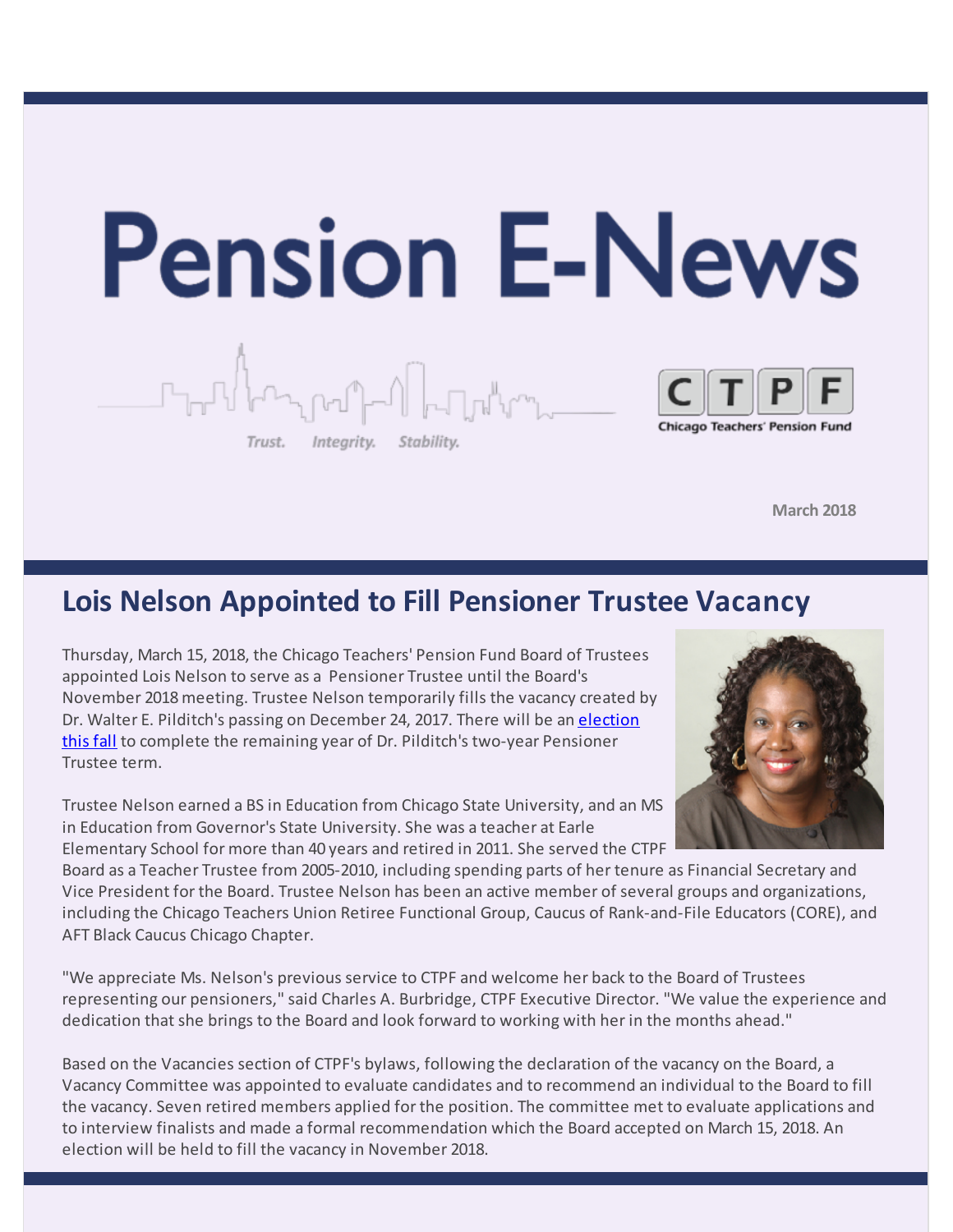# Pension E-News

*Trust. Integrity. Stability.*

CTPF
Chicago Teachers' Pension Fund

**March 2018**

## Lois Nelson Appointed to Fill Pensioner Trustee Vacancy

Thursday, March 15, 2018, the Chicago Teachers' Pension Fund Board of Trustees appointed Lois Nelson to serve as a Pensioner Trustee until the Board's November 2018 meeting. Trustee Nelson temporarily fills the vacancy created by Dr. Walter E. Pilditch's passing on December 24, 2017. There will be an election this fall to complete the remaining year of Dr. Pilditch's two-year Pensioner Trustee term.

Trustee Nelson earned a BS in Education from Chicago State University, and an MS in Education from Governor's State University. She was a teacher at Earle Elementary School for more than 40 years and retired in 2011. She served the CTPF Board as a Teacher Trustee from 2005-2010, including spending parts of her tenure as Financial Secretary and Vice President for the Board. Trustee Nelson has been an active member of several groups and organizations, including the Chicago Teachers Union Retiree Functional Group, Caucus of Rank-and-File Educators (CORE), and AFT Black Caucus Chicago Chapter.

"We appreciate Ms. Nelson's previous service to CTPF and welcome her back to the Board of Trustees representing our pensioners," said Charles A. Burbridge, CTPF Executive Director. "We value the experience and dedication that she brings to the Board and look forward to working with her in the months ahead."

Based on the Vacancies section of CTPF's bylaws, following the declaration of the vacancy on the Board, a Vacancy Committee was appointed to evaluate candidates and to recommend an individual to the Board to fill the vacancy. Seven retired members applied for the position. The committee met to evaluate applications and to interview finalists and made a formal recommendation which the Board accepted on March 15, 2018. An election will be held to fill the vacancy in November 2018.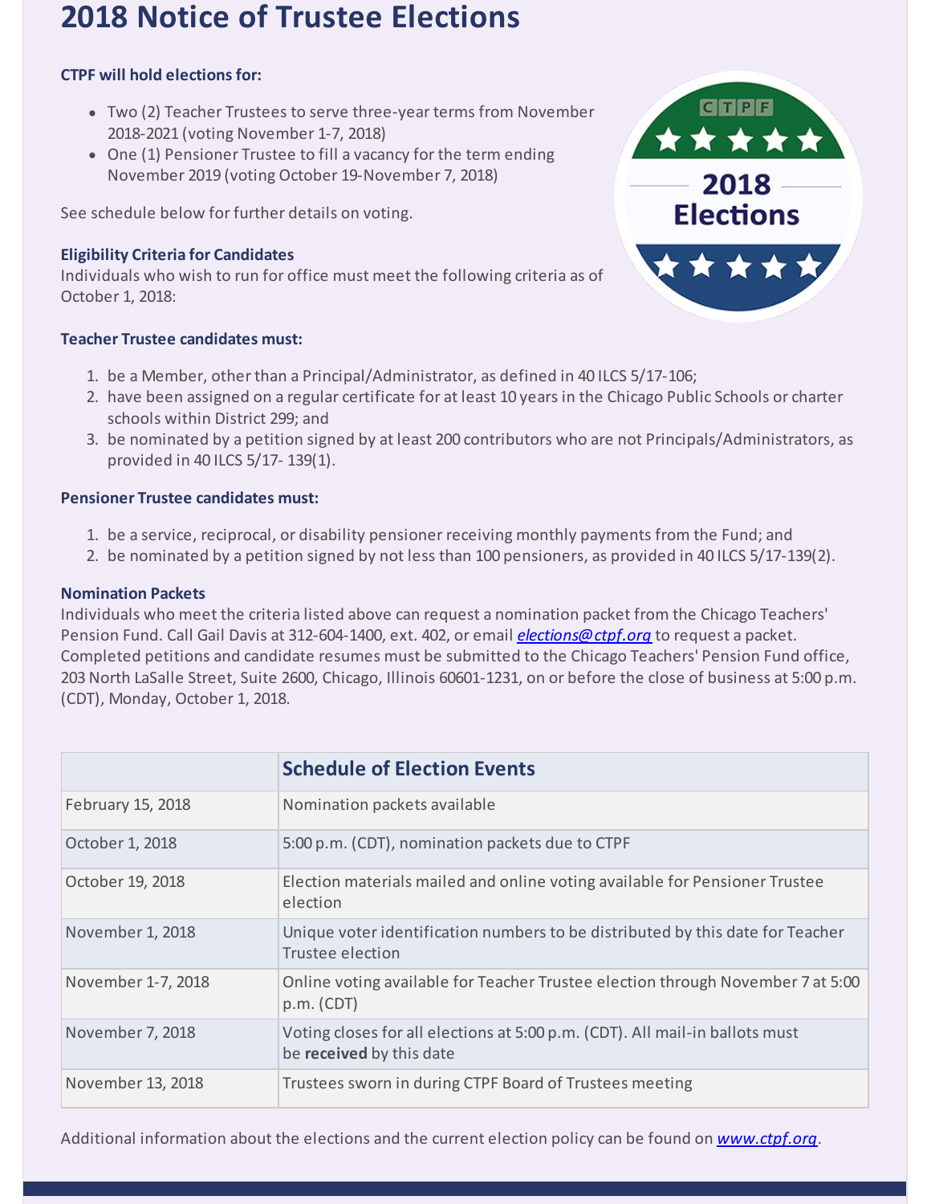# 2018 Notice of Trustee Elections

**CTPF will hold elections for:**

- Two (2) Teacher Trustees to serve three-year terms from November 2018-2021 (voting November 1-7, 2018)
- One (1) Pensioner Trustee to fill a vacancy for the term ending November 2019 (voting October 19-November 7, 2018)

See schedule below for further details on voting.

### Eligibility Criteria for Candidates

Individuals who wish to run for office must meet the following criteria as of October 1, 2018:

### Teacher Trustee candidates must:

1. be a Member, other than a Principal/Administrator, as defined in 40 ILCS 5/17-106;
2. have been assigned on a regular certificate for at least 10 years in the Chicago Public Schools or charter schools within District 299; and
3. be nominated by a petition signed by at least 200 contributors who are not Principals/Administrators, as provided in 40 ILCS 5/17- 139(1).

### Pensioner Trustee candidates must:

1. be a service, reciprocal, or disability pensioner receiving monthly payments from the Fund; and
2. be nominated by a petition signed by not less than 100 pensioners, as provided in 40 ILCS 5/17-139(2).

### Nomination Packets

Individuals who meet the criteria listed above can request a nomination packet from the Chicago Teachers' Pension Fund. Call Gail Davis at 312-604-1400, ext. 402, or email *elections@ctpf.org* to request a packet. Completed petitions and candidate resumes must be submitted to the Chicago Teachers' Pension Fund office, 203 North LaSalle Street, Suite 2600, Chicago, Illinois 60601-1231, on or before the close of business at 5:00 p.m. (CDT), Monday, October 1, 2018.

| | Schedule of Election Events |
|---|---|
| February 15, 2018 | Nomination packets available |
| October 1, 2018 | 5:00 p.m. (CDT), nomination packets due to CTPF |
| October 19, 2018 | Election materials mailed and online voting available for Pensioner Trustee election |
| November 1, 2018 | Unique voter identification numbers to be distributed by this date for Teacher Trustee election |
| November 1-7, 2018 | Online voting available for Teacher Trustee election through November 7 at 5:00 p.m. (CDT) |
| November 7, 2018 | Voting closes for all elections at 5:00 p.m. (CDT). All mail-in ballots must be **received** by this date |
| November 13, 2018 | Trustees sworn in during CTPF Board of Trustees meeting |

Additional information about the elections and the current election policy can be found on *www.ctpf.org*.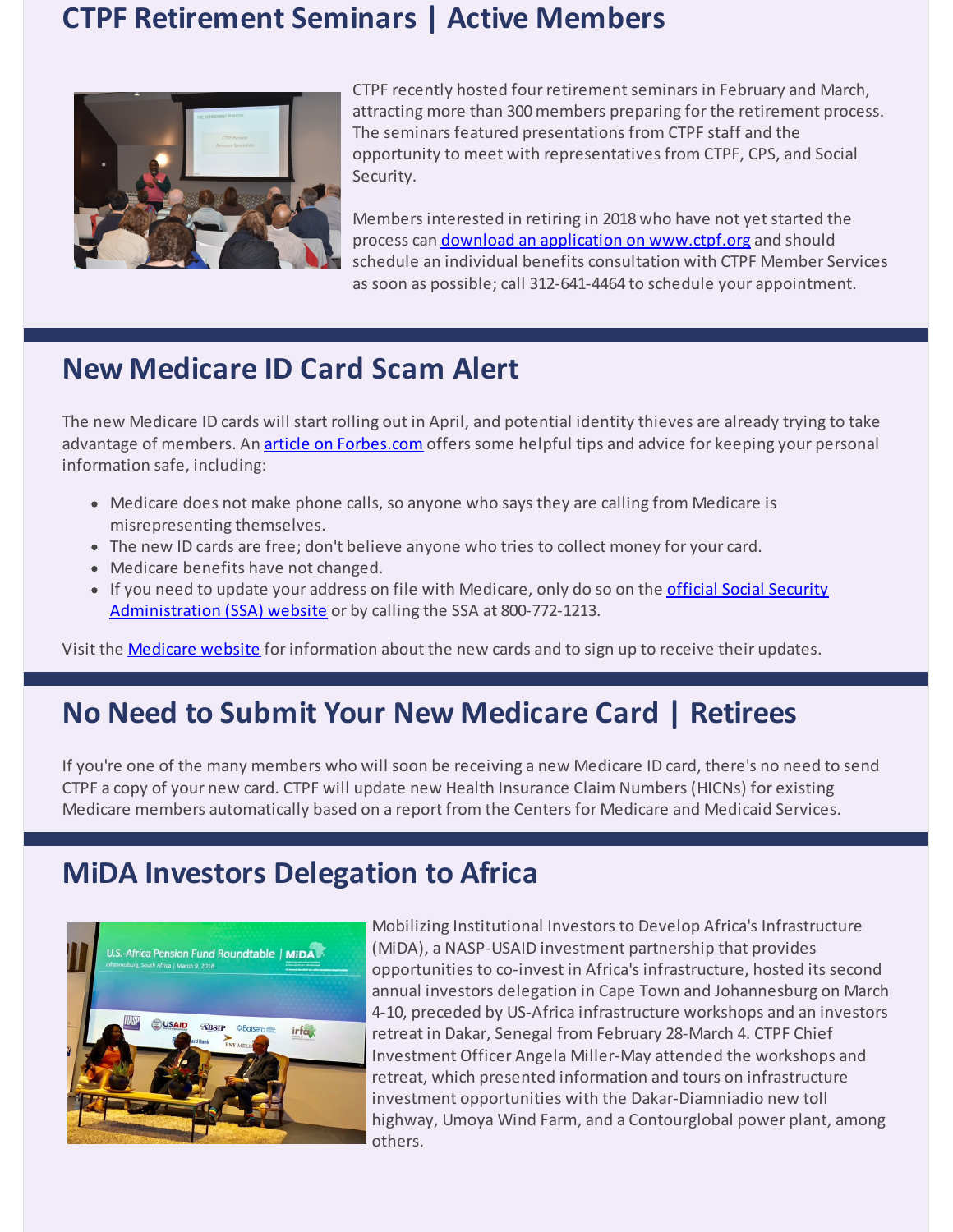## CTPF Retirement Seminars | Active Members

CTPF recently hosted four retirement seminars in February and March, attracting more than 300 members preparing for the retirement process. The seminars featured presentations from CTPF staff and the opportunity to meet with representatives from CTPF, CPS, and Social Security.

Members interested in retiring in 2018 who have not yet started the process can download an application on www.ctpf.org and should schedule an individual benefits consultation with CTPF Member Services as soon as possible; call 312-641-4464 to schedule your appointment.

## New Medicare ID Card Scam Alert

The new Medicare ID cards will start rolling out in April, and potential identity thieves are already trying to take advantage of members. An article on Forbes.com offers some helpful tips and advice for keeping your personal information safe, including:

- Medicare does not make phone calls, so anyone who says they are calling from Medicare is misrepresenting themselves.
- The new ID cards are free; don't believe anyone who tries to collect money for your card.
- Medicare benefits have not changed.
- If you need to update your address on file with Medicare, only do so on the official Social Security Administration (SSA) website or by calling the SSA at 800-772-1213.

Visit the Medicare website for information about the new cards and to sign up to receive their updates.

## No Need to Submit Your New Medicare Card | Retirees

If you're one of the many members who will soon be receiving a new Medicare ID card, there's no need to send CTPF a copy of your new card. CTPF will update new Health Insurance Claim Numbers (HICNs) for existing Medicare members automatically based on a report from the Centers for Medicare and Medicaid Services.

## MiDA Investors Delegation to Africa

Mobilizing Institutional Investors to Develop Africa's Infrastructure (MiDA), a NASP-USAID investment partnership that provides opportunities to co-invest in Africa's infrastructure, hosted its second annual investors delegation in Cape Town and Johannesburg on March 4-10, preceded by US-Africa infrastructure workshops and an investors retreat in Dakar, Senegal from February 28-March 4. CTPF Chief Investment Officer Angela Miller-May attended the workshops and retreat, which presented information and tours on infrastructure investment opportunities with the Dakar-Diamniadio new toll highway, Umoya Wind Farm, and a Contourglobal power plant, among others.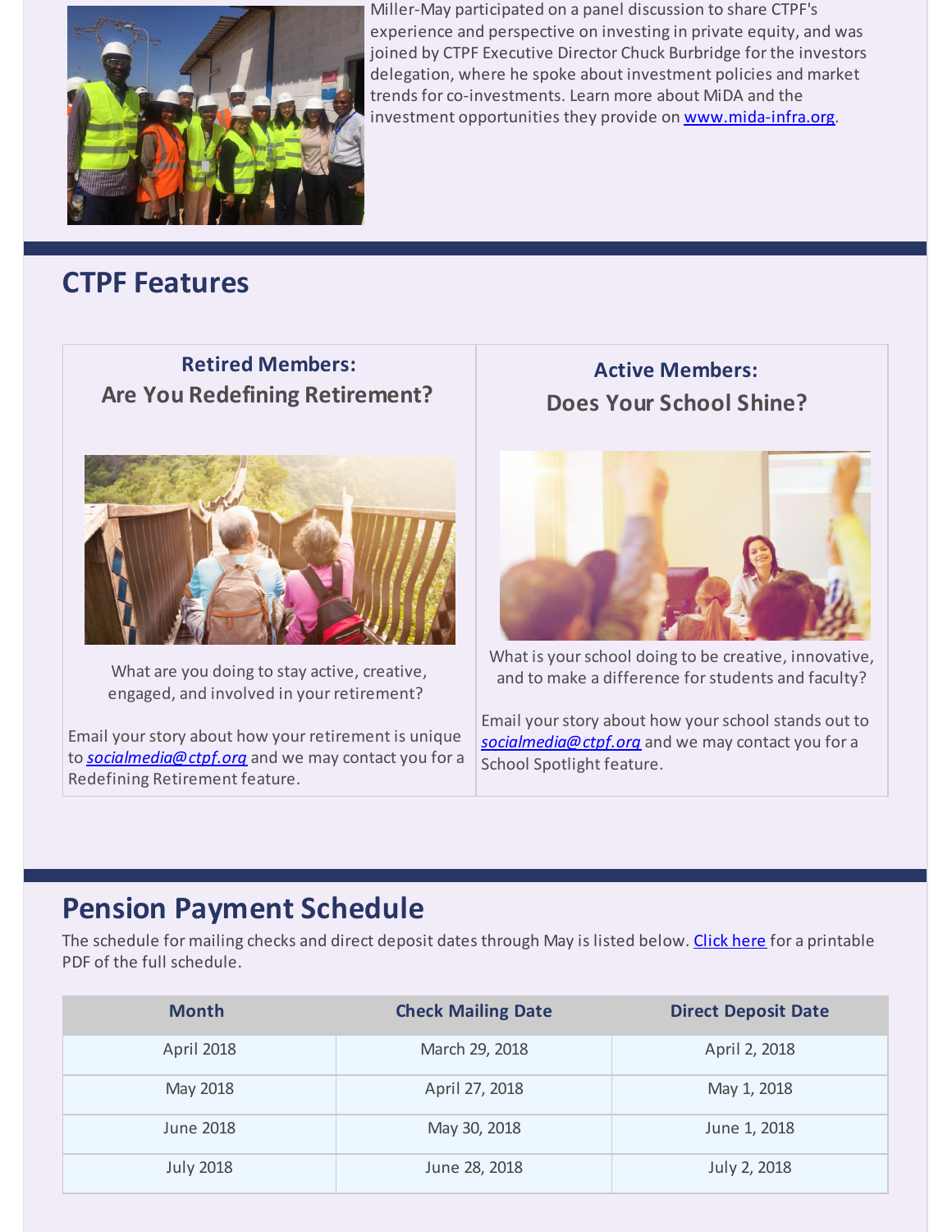Miller-May participated on a panel discussion to share CTPF's experience and perspective on investing in private equity, and was joined by CTPF Executive Director Chuck Burbridge for the investors delegation, where he spoke about investment policies and market trends for co-investments. Learn more about MiDA and the investment opportunities they provide on [www.mida-infra.org](www.mida-infra.org).

## CTPF Features

### Retired Members: Are You Redefining Retirement?

What are you doing to stay active, creative, engaged, and involved in your retirement?

Email your story about how your retirement is unique to *socialmedia@ctpf.org* and we may contact you for a Redefining Retirement feature.

### Active Members: Does Your School Shine?

What is your school doing to be creative, innovative, and to make a difference for students and faculty?

Email your story about how your school stands out to *socialmedia@ctpf.org* and we may contact you for a School Spotlight feature.

## Pension Payment Schedule

The schedule for mailing checks and direct deposit dates through May is listed below. Click here for a printable PDF of the full schedule.

| Month | Check Mailing Date | Direct Deposit Date |
| --- | --- | --- |
| April 2018 | March 29, 2018 | April 2, 2018 |
| May 2018 | April 27, 2018 | May 1, 2018 |
| June 2018 | May 30, 2018 | June 1, 2018 |
| July 2018 | June 28, 2018 | July 2, 2018 |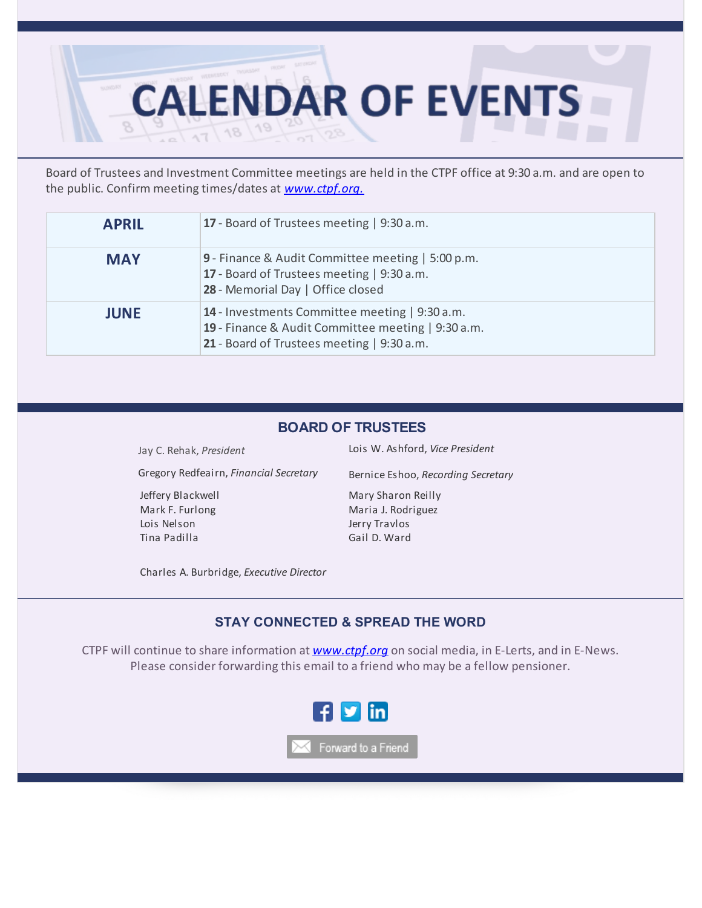# CALENDAR OF EVENTS

Board of Trustees and Investment Committee meetings are held in the CTPF office at 9:30 a.m. and are open to the public. Confirm meeting times/dates at *www.ctpf.org.*

| | |
|---|---|
| **APRIL** | **17** - Board of Trustees meeting \| 9:30 a.m. |
| **MAY** | **9** - Finance & Audit Committee meeting \| 5:00 p.m.<br>**17** - Board of Trustees meeting \| 9:30 a.m.<br>**28** - Memorial Day \| Office closed |
| **JUNE** | **14** - Investments Committee meeting \| 9:30 a.m.<br>**19** - Finance & Audit Committee meeting \| 9:30 a.m.<br>**21** - Board of Trustees meeting \| 9:30 a.m. |

## BOARD OF TRUSTEES

Jay C. Rehak, *President*

Lois W. Ashford, *Vice President*

Gregory Redfeairn, *Financial Secretary*

Bernice Eshoo, *Recording Secretary*

Jeffery Blackwell
Mark F. Furlong
Lois Nelson
Tina Padilla

Mary Sharon Reilly
Maria J. Rodriguez
Jerry Travlos
Gail D. Ward

Charles A. Burbridge, *Executive Director*

## STAY CONNECTED & SPREAD THE WORD

CTPF will continue to share information at *www.ctpf.org* on social media, in E-Lerts, and in E-News. Please consider forwarding this email to a friend who may be a fellow pensioner.

Forward to a Friend